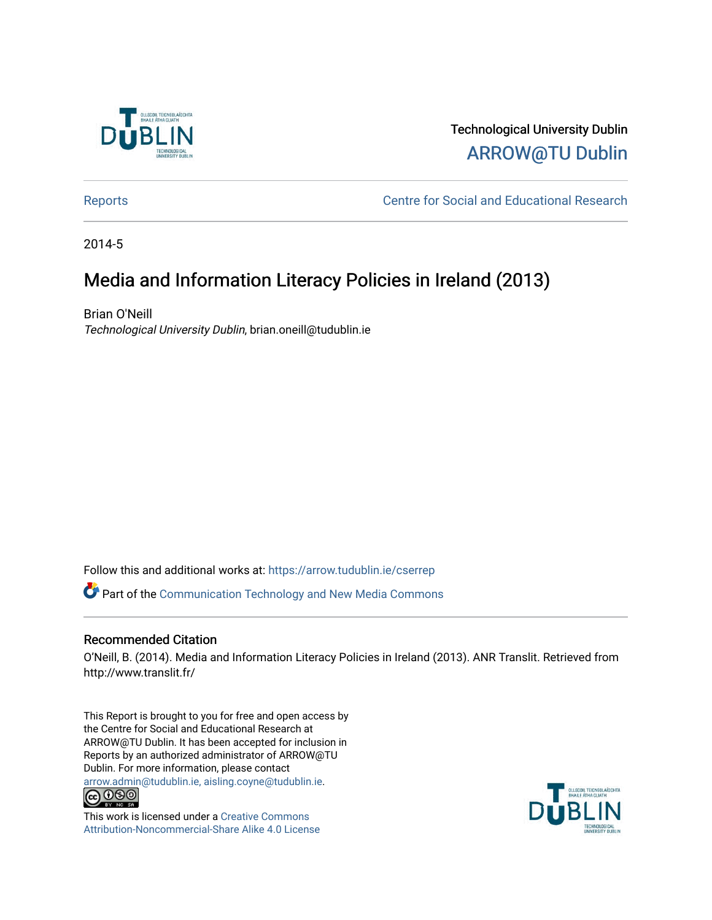Technological University Dublin
ARROW@TU Dublin

Reports | Centre for Social and Educational Research

2014-5

# Media and Information Literacy Policies in Ireland (2013)

Brian O'Neill
*Technological University Dublin*, brian.oneill@tudublin.ie

Follow this and additional works at: https://arrow.tudublin.ie/cserrep

Part of the Communication Technology and New Media Commons

## Recommended Citation

O'Neill, B. (2014). Media and Information Literacy Policies in Ireland (2013). ANR Translit. Retrieved from http://www.translit.fr/

This Report is brought to you for free and open access by the Centre for Social and Educational Research at ARROW@TU Dublin. It has been accepted for inclusion in Reports by an authorized administrator of ARROW@TU Dublin. For more information, please contact arrow.admin@tudublin.ie, aisling.coyne@tudublin.ie.

This work is licensed under a Creative Commons Attribution-Noncommercial-Share Alike 4.0 License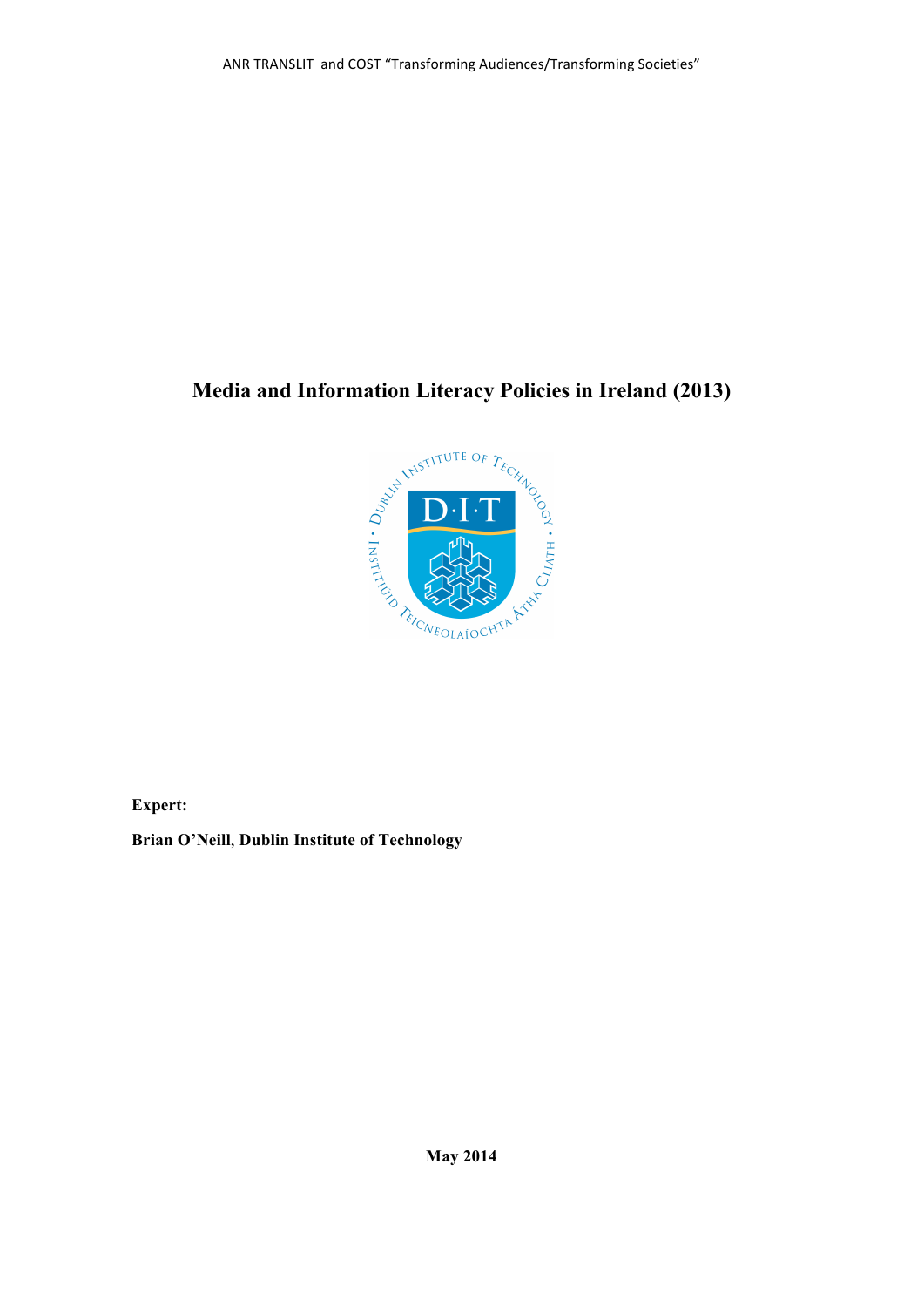# Media and Information Literacy Policies in Ireland (2013)

**Expert:**

**Brian O'Neill, Dublin Institute of Technology**

**May 2014**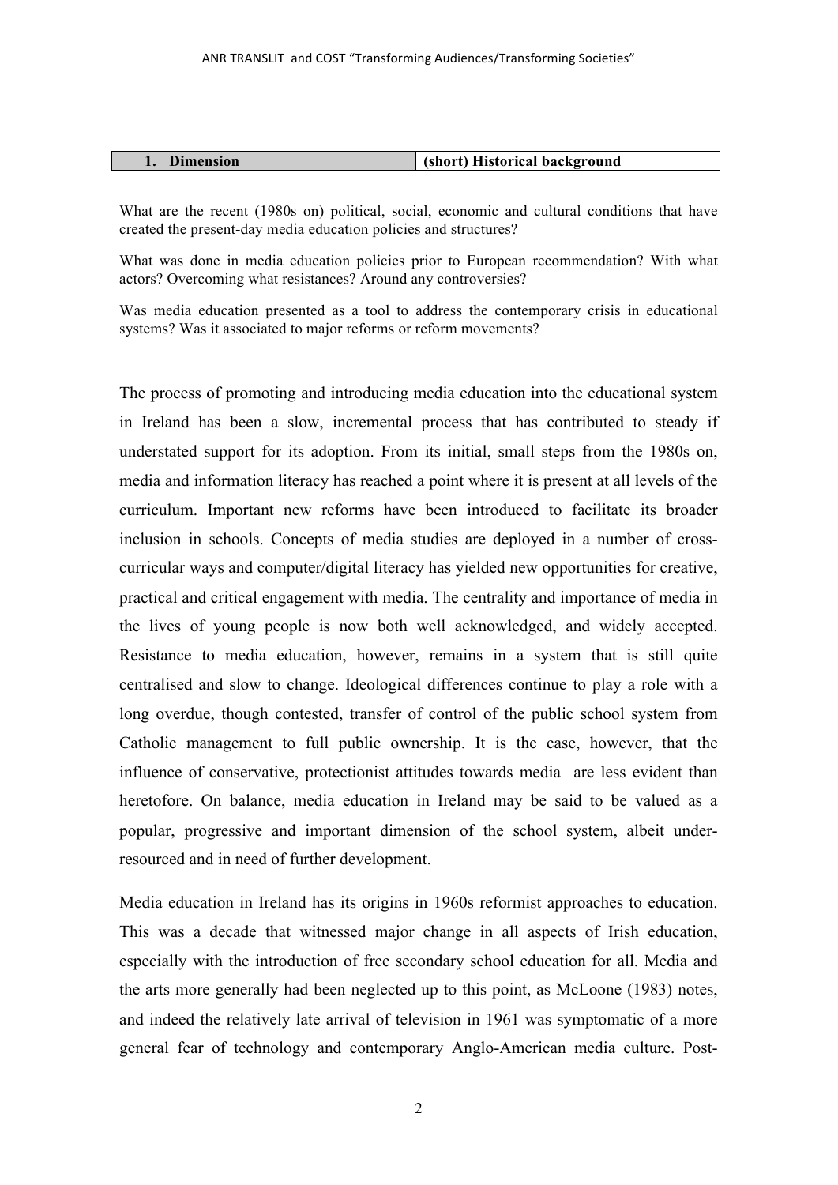| 1. Dimension | (short) Historical background |
|---|---|

What are the recent (1980s on) political, social, economic and cultural conditions that have created the present-day media education policies and structures?

What was done in media education policies prior to European recommendation? With what actors? Overcoming what resistances? Around any controversies?

Was media education presented as a tool to address the contemporary crisis in educational systems? Was it associated to major reforms or reform movements?

The process of promoting and introducing media education into the educational system in Ireland has been a slow, incremental process that has contributed to steady if understated support for its adoption. From its initial, small steps from the 1980s on, media and information literacy has reached a point where it is present at all levels of the curriculum. Important new reforms have been introduced to facilitate its broader inclusion in schools. Concepts of media studies are deployed in a number of cross-curricular ways and computer/digital literacy has yielded new opportunities for creative, practical and critical engagement with media. The centrality and importance of media in the lives of young people is now both well acknowledged, and widely accepted. Resistance to media education, however, remains in a system that is still quite centralised and slow to change. Ideological differences continue to play a role with a long overdue, though contested, transfer of control of the public school system from Catholic management to full public ownership. It is the case, however, that the influence of conservative, protectionist attitudes towards media are less evident than heretofore. On balance, media education in Ireland may be said to be valued as a popular, progressive and important dimension of the school system, albeit under-resourced and in need of further development.

Media education in Ireland has its origins in 1960s reformist approaches to education. This was a decade that witnessed major change in all aspects of Irish education, especially with the introduction of free secondary school education for all. Media and the arts more generally had been neglected up to this point, as McLoone (1983) notes, and indeed the relatively late arrival of television in 1961 was symptomatic of a more general fear of technology and contemporary Anglo-American media culture. Post-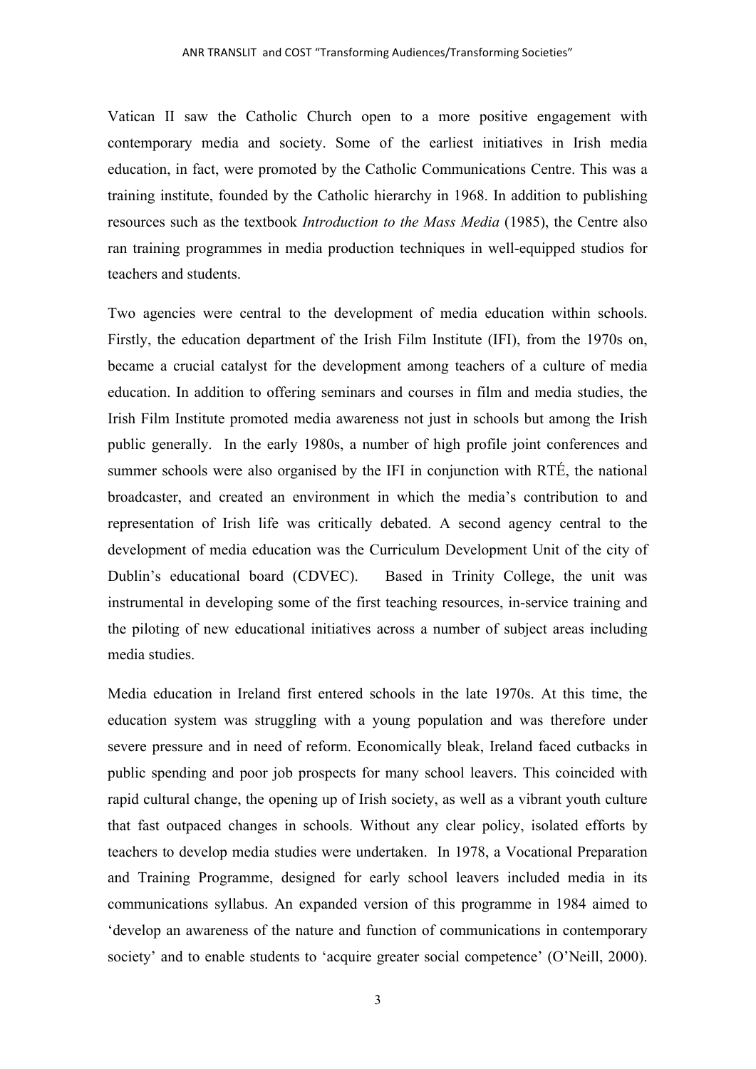Vatican II saw the Catholic Church open to a more positive engagement with contemporary media and society. Some of the earliest initiatives in Irish media education, in fact, were promoted by the Catholic Communications Centre. This was a training institute, founded by the Catholic hierarchy in 1968. In addition to publishing resources such as the textbook *Introduction to the Mass Media* (1985), the Centre also ran training programmes in media production techniques in well-equipped studios for teachers and students.

Two agencies were central to the development of media education within schools. Firstly, the education department of the Irish Film Institute (IFI), from the 1970s on, became a crucial catalyst for the development among teachers of a culture of media education. In addition to offering seminars and courses in film and media studies, the Irish Film Institute promoted media awareness not just in schools but among the Irish public generally. In the early 1980s, a number of high profile joint conferences and summer schools were also organised by the IFI in conjunction with RTÉ, the national broadcaster, and created an environment in which the media's contribution to and representation of Irish life was critically debated. A second agency central to the development of media education was the Curriculum Development Unit of the city of Dublin's educational board (CDVEC). Based in Trinity College, the unit was instrumental in developing some of the first teaching resources, in-service training and the piloting of new educational initiatives across a number of subject areas including media studies.

Media education in Ireland first entered schools in the late 1970s. At this time, the education system was struggling with a young population and was therefore under severe pressure and in need of reform. Economically bleak, Ireland faced cutbacks in public spending and poor job prospects for many school leavers. This coincided with rapid cultural change, the opening up of Irish society, as well as a vibrant youth culture that fast outpaced changes in schools. Without any clear policy, isolated efforts by teachers to develop media studies were undertaken. In 1978, a Vocational Preparation and Training Programme, designed for early school leavers included media in its communications syllabus. An expanded version of this programme in 1984 aimed to 'develop an awareness of the nature and function of communications in contemporary society' and to enable students to 'acquire greater social competence' (O'Neill, 2000).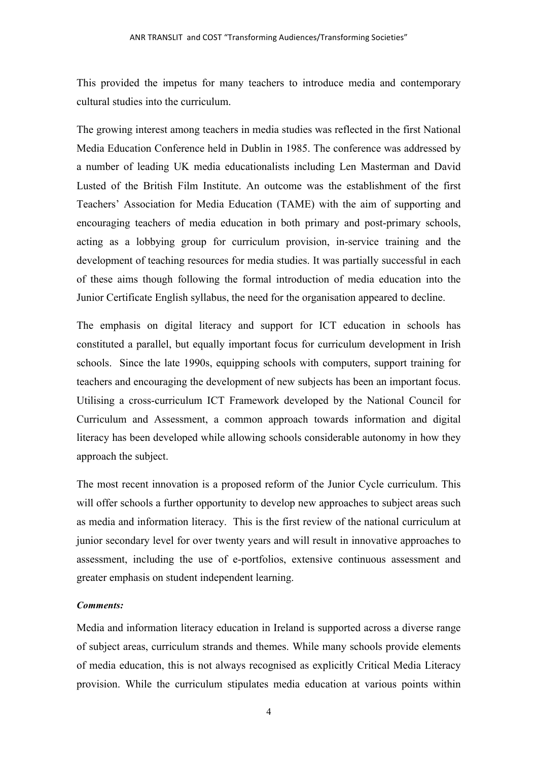This provided the impetus for many teachers to introduce media and contemporary cultural studies into the curriculum.

The growing interest among teachers in media studies was reflected in the first National Media Education Conference held in Dublin in 1985. The conference was addressed by a number of leading UK media educationalists including Len Masterman and David Lusted of the British Film Institute. An outcome was the establishment of the first Teachers' Association for Media Education (TAME) with the aim of supporting and encouraging teachers of media education in both primary and post-primary schools, acting as a lobbying group for curriculum provision, in-service training and the development of teaching resources for media studies. It was partially successful in each of these aims though following the formal introduction of media education into the Junior Certificate English syllabus, the need for the organisation appeared to decline.

The emphasis on digital literacy and support for ICT education in schools has constituted a parallel, but equally important focus for curriculum development in Irish schools. Since the late 1990s, equipping schools with computers, support training for teachers and encouraging the development of new subjects has been an important focus. Utilising a cross-curriculum ICT Framework developed by the National Council for Curriculum and Assessment, a common approach towards information and digital literacy has been developed while allowing schools considerable autonomy in how they approach the subject.

The most recent innovation is a proposed reform of the Junior Cycle curriculum. This will offer schools a further opportunity to develop new approaches to subject areas such as media and information literacy. This is the first review of the national curriculum at junior secondary level for over twenty years and will result in innovative approaches to assessment, including the use of e-portfolios, extensive continuous assessment and greater emphasis on student independent learning.

***Comments:***

Media and information literacy education in Ireland is supported across a diverse range of subject areas, curriculum strands and themes. While many schools provide elements of media education, this is not always recognised as explicitly Critical Media Literacy provision. While the curriculum stipulates media education at various points within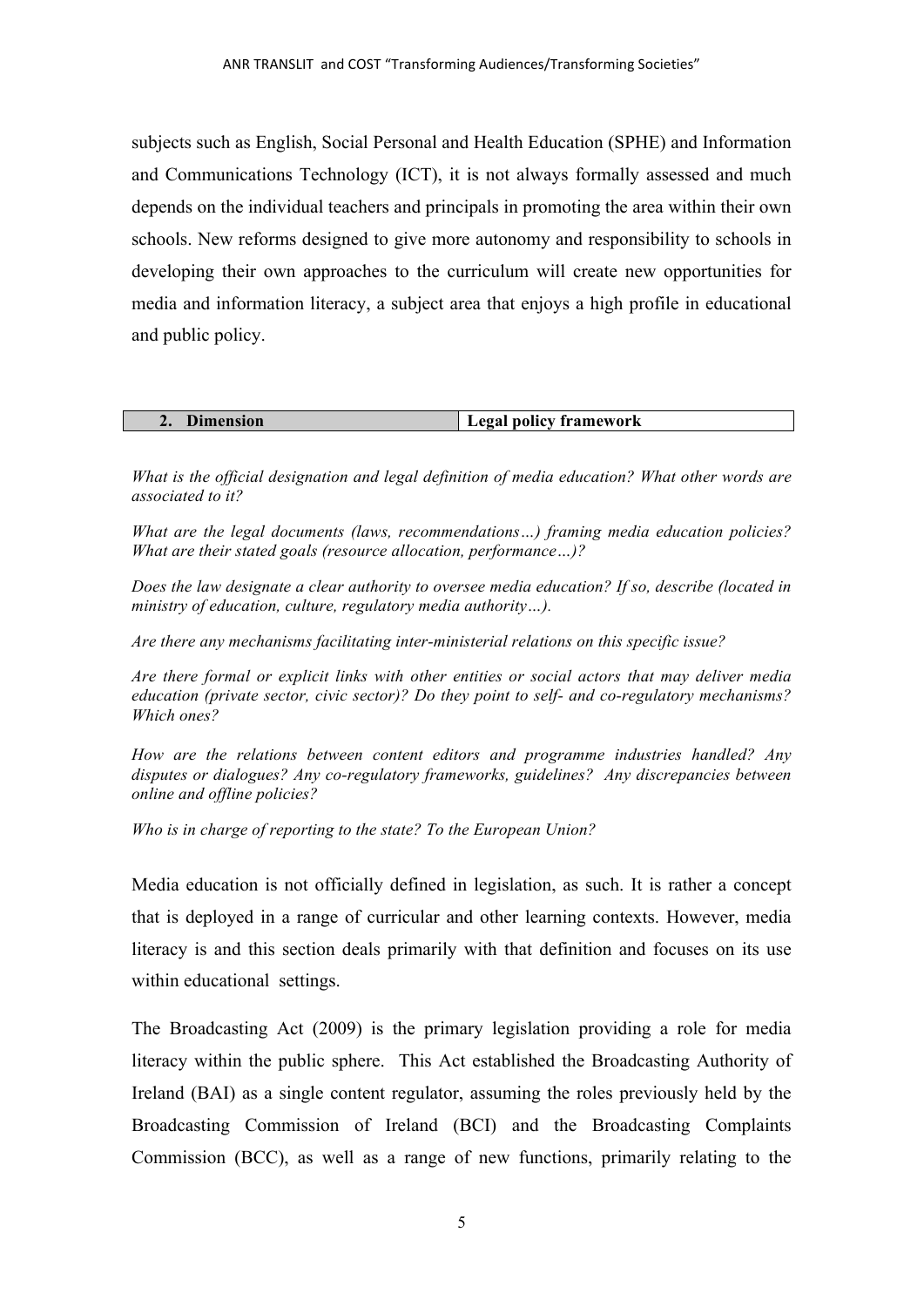subjects such as English, Social Personal and Health Education (SPHE) and Information and Communications Technology (ICT), it is not always formally assessed and much depends on the individual teachers and principals in promoting the area within their own schools. New reforms designed to give more autonomy and responsibility to schools in developing their own approaches to the curriculum will create new opportunities for media and information literacy, a subject area that enjoys a high profile in educational and public policy.

| **2. Dimension** | **Legal policy framework** |
| --- | --- |

*What is the official designation and legal definition of media education? What other words are associated to it?*

*What are the legal documents (laws, recommendations…) framing media education policies? What are their stated goals (resource allocation, performance…)?*

*Does the law designate a clear authority to oversee media education? If so, describe (located in ministry of education, culture, regulatory media authority…).*

*Are there any mechanisms facilitating inter-ministerial relations on this specific issue?*

*Are there formal or explicit links with other entities or social actors that may deliver media education (private sector, civic sector)? Do they point to self- and co-regulatory mechanisms? Which ones?*

*How are the relations between content editors and programme industries handled? Any disputes or dialogues? Any co-regulatory frameworks, guidelines? Any discrepancies between online and offline policies?*

*Who is in charge of reporting to the state? To the European Union?*

Media education is not officially defined in legislation, as such. It is rather a concept that is deployed in a range of curricular and other learning contexts. However, media literacy is and this section deals primarily with that definition and focuses on its use within educational settings.

The Broadcasting Act (2009) is the primary legislation providing a role for media literacy within the public sphere. This Act established the Broadcasting Authority of Ireland (BAI) as a single content regulator, assuming the roles previously held by the Broadcasting Commission of Ireland (BCI) and the Broadcasting Complaints Commission (BCC), as well as a range of new functions, primarily relating to the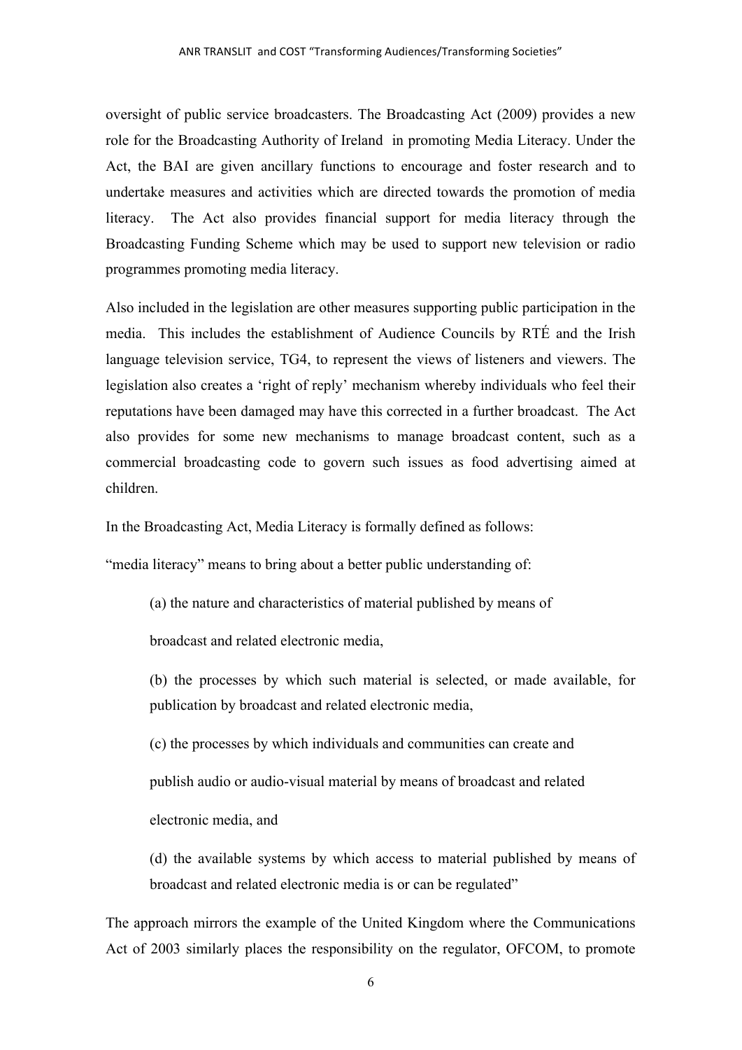oversight of public service broadcasters. The Broadcasting Act (2009) provides a new role for the Broadcasting Authority of Ireland in promoting Media Literacy. Under the Act, the BAI are given ancillary functions to encourage and foster research and to undertake measures and activities which are directed towards the promotion of media literacy. The Act also provides financial support for media literacy through the Broadcasting Funding Scheme which may be used to support new television or radio programmes promoting media literacy.

Also included in the legislation are other measures supporting public participation in the media. This includes the establishment of Audience Councils by RTÉ and the Irish language television service, TG4, to represent the views of listeners and viewers. The legislation also creates a 'right of reply' mechanism whereby individuals who feel their reputations have been damaged may have this corrected in a further broadcast. The Act also provides for some new mechanisms to manage broadcast content, such as a commercial broadcasting code to govern such issues as food advertising aimed at children.

In the Broadcasting Act, Media Literacy is formally defined as follows:

"media literacy" means to bring about a better public understanding of:

> (a) the nature and characteristics of material published by means of broadcast and related electronic media,
>
> (b) the processes by which such material is selected, or made available, for publication by broadcast and related electronic media,
>
> (c) the processes by which individuals and communities can create and publish audio or audio-visual material by means of broadcast and related electronic media, and
>
> (d) the available systems by which access to material published by means of broadcast and related electronic media is or can be regulated"

The approach mirrors the example of the United Kingdom where the Communications Act of 2003 similarly places the responsibility on the regulator, OFCOM, to promote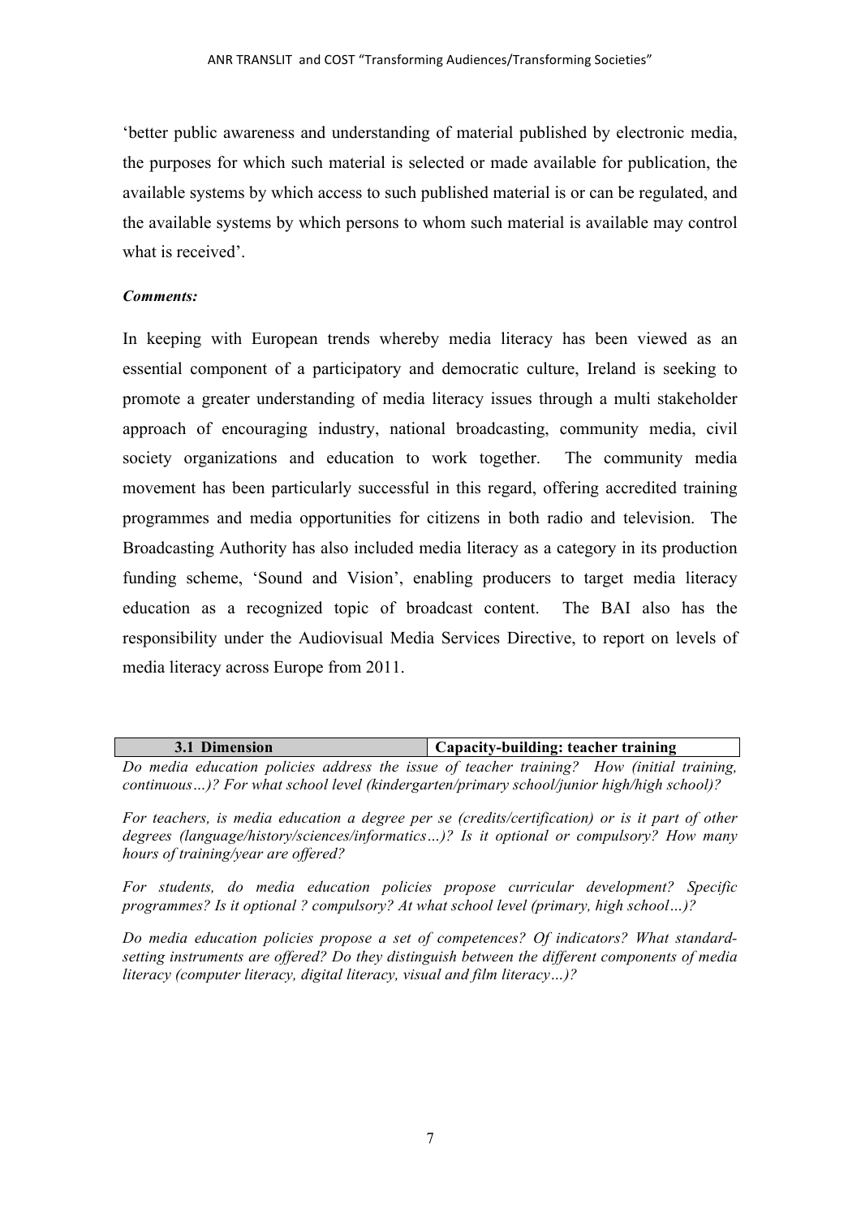'better public awareness and understanding of material published by electronic media, the purposes for which such material is selected or made available for publication, the available systems by which access to such published material is or can be regulated, and the available systems by which persons to whom such material is available may control what is received'.

***Comments:***

In keeping with European trends whereby media literacy has been viewed as an essential component of a participatory and democratic culture, Ireland is seeking to promote a greater understanding of media literacy issues through a multi stakeholder approach of encouraging industry, national broadcasting, community media, civil society organizations and education to work together. The community media movement has been particularly successful in this regard, offering accredited training programmes and media opportunities for citizens in both radio and television. The Broadcasting Authority has also included media literacy as a category in its production funding scheme, 'Sound and Vision', enabling producers to target media literacy education as a recognized topic of broadcast content. The BAI also has the responsibility under the Audiovisual Media Services Directive, to report on levels of media literacy across Europe from 2011.

| 3.1 Dimension | Capacity-building: teacher training |
|---|---|

*Do media education policies address the issue of teacher training? How (initial training, continuous…)? For what school level (kindergarten/primary school/junior high/high school)?*

*For teachers, is media education a degree per se (credits/certification) or is it part of other degrees (language/history/sciences/informatics…)? Is it optional or compulsory? How many hours of training/year are offered?*

*For students, do media education policies propose curricular development? Specific programmes? Is it optional ? compulsory? At what school level (primary, high school…)?*

*Do media education policies propose a set of competences? Of indicators? What standard-setting instruments are offered? Do they distinguish between the different components of media literacy (computer literacy, digital literacy, visual and film literacy…)?*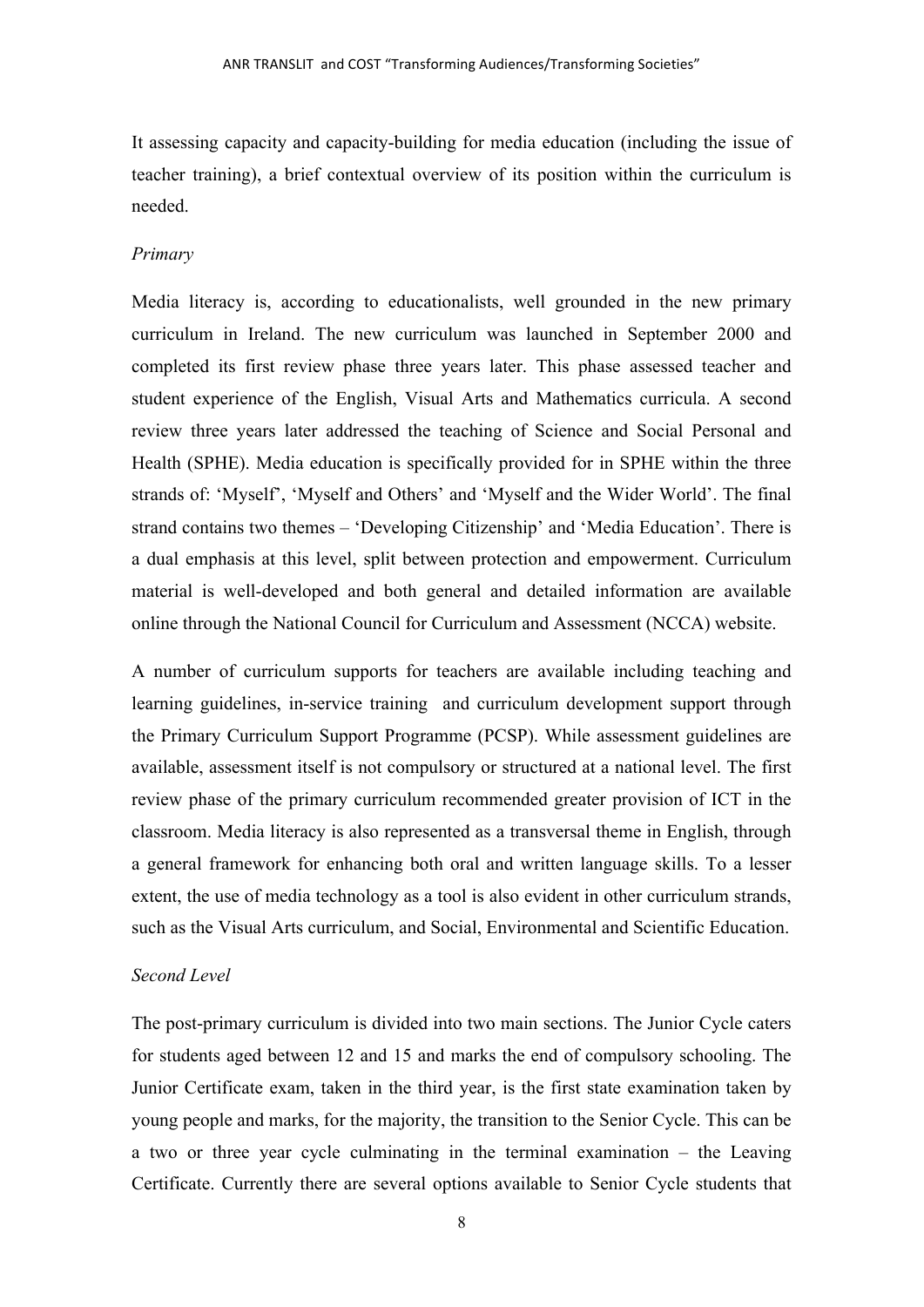It assessing capacity and capacity-building for media education (including the issue of teacher training), a brief contextual overview of its position within the curriculum is needed.

*Primary*

Media literacy is, according to educationalists, well grounded in the new primary curriculum in Ireland. The new curriculum was launched in September 2000 and completed its first review phase three years later. This phase assessed teacher and student experience of the English, Visual Arts and Mathematics curricula. A second review three years later addressed the teaching of Science and Social Personal and Health (SPHE). Media education is specifically provided for in SPHE within the three strands of: 'Myself', 'Myself and Others' and 'Myself and the Wider World'. The final strand contains two themes – 'Developing Citizenship' and 'Media Education'. There is a dual emphasis at this level, split between protection and empowerment. Curriculum material is well-developed and both general and detailed information are available online through the National Council for Curriculum and Assessment (NCCA) website.

A number of curriculum supports for teachers are available including teaching and learning guidelines, in-service training and curriculum development support through the Primary Curriculum Support Programme (PCSP). While assessment guidelines are available, assessment itself is not compulsory or structured at a national level. The first review phase of the primary curriculum recommended greater provision of ICT in the classroom. Media literacy is also represented as a transversal theme in English, through a general framework for enhancing both oral and written language skills. To a lesser extent, the use of media technology as a tool is also evident in other curriculum strands, such as the Visual Arts curriculum, and Social, Environmental and Scientific Education.

*Second Level*

The post-primary curriculum is divided into two main sections. The Junior Cycle caters for students aged between 12 and 15 and marks the end of compulsory schooling. The Junior Certificate exam, taken in the third year, is the first state examination taken by young people and marks, for the majority, the transition to the Senior Cycle. This can be a two or three year cycle culminating in the terminal examination – the Leaving Certificate. Currently there are several options available to Senior Cycle students that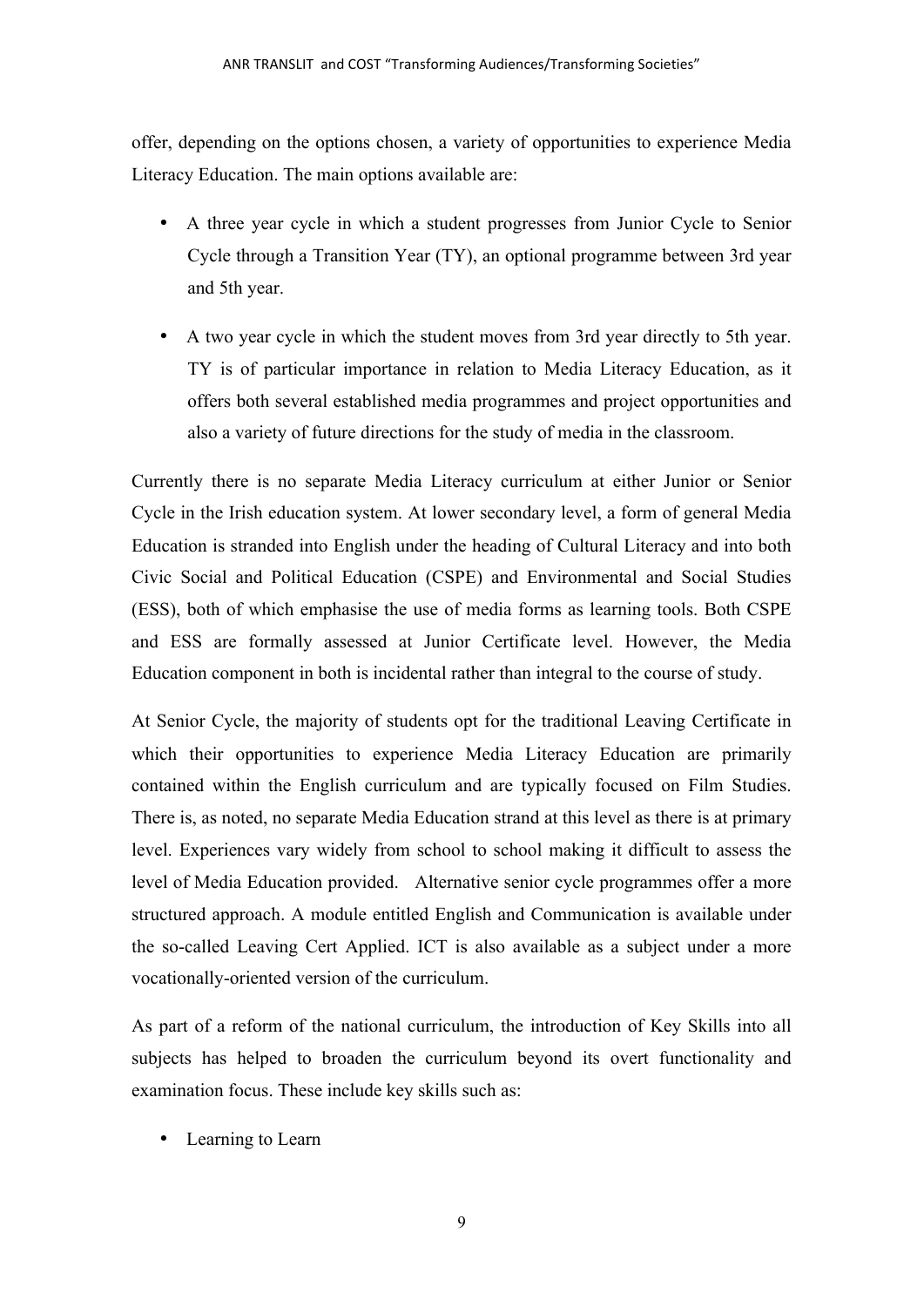offer, depending on the options chosen, a variety of opportunities to experience Media Literacy Education. The main options available are:

- A three year cycle in which a student progresses from Junior Cycle to Senior Cycle through a Transition Year (TY), an optional programme between 3rd year and 5th year.
- A two year cycle in which the student moves from 3rd year directly to 5th year. TY is of particular importance in relation to Media Literacy Education, as it offers both several established media programmes and project opportunities and also a variety of future directions for the study of media in the classroom.

Currently there is no separate Media Literacy curriculum at either Junior or Senior Cycle in the Irish education system. At lower secondary level, a form of general Media Education is stranded into English under the heading of Cultural Literacy and into both Civic Social and Political Education (CSPE) and Environmental and Social Studies (ESS), both of which emphasise the use of media forms as learning tools. Both CSPE and ESS are formally assessed at Junior Certificate level. However, the Media Education component in both is incidental rather than integral to the course of study.

At Senior Cycle, the majority of students opt for the traditional Leaving Certificate in which their opportunities to experience Media Literacy Education are primarily contained within the English curriculum and are typically focused on Film Studies. There is, as noted, no separate Media Education strand at this level as there is at primary level. Experiences vary widely from school to school making it difficult to assess the level of Media Education provided. Alternative senior cycle programmes offer a more structured approach. A module entitled English and Communication is available under the so-called Leaving Cert Applied. ICT is also available as a subject under a more vocationally-oriented version of the curriculum.

As part of a reform of the national curriculum, the introduction of Key Skills into all subjects has helped to broaden the curriculum beyond its overt functionality and examination focus. These include key skills such as:

- Learning to Learn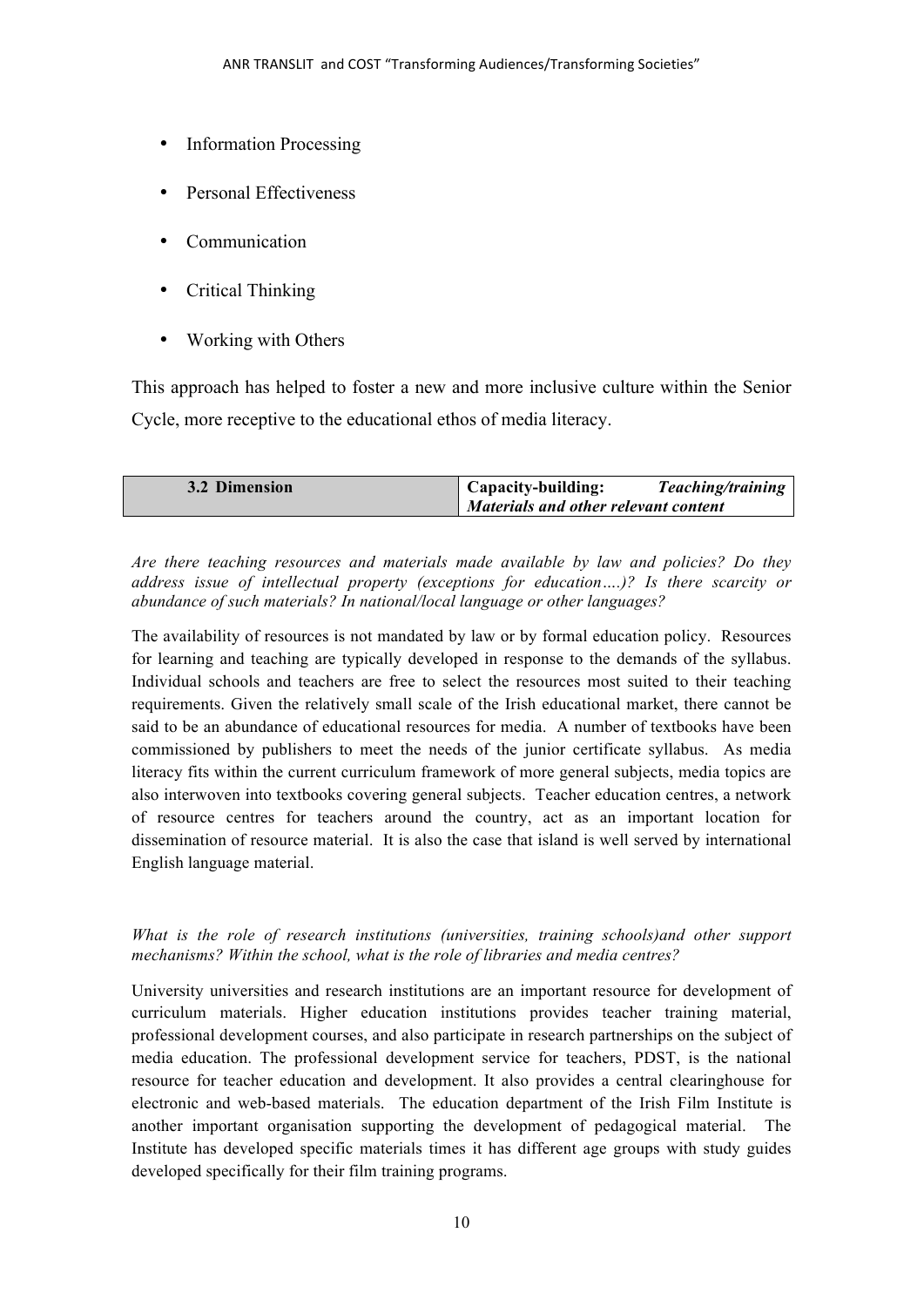- Information Processing
- Personal Effectiveness
- Communication
- Critical Thinking
- Working with Others

This approach has helped to foster a new and more inclusive culture within the Senior Cycle, more receptive to the educational ethos of media literacy.

| 3.2 Dimension | **Capacity-building:** ***Teaching/training Materials and other relevant content*** |
|---|---|

*Are there teaching resources and materials made available by law and policies? Do they address issue of intellectual property (exceptions for education….)? Is there scarcity or abundance of such materials? In national/local language or other languages?*

The availability of resources is not mandated by law or by formal education policy. Resources for learning and teaching are typically developed in response to the demands of the syllabus. Individual schools and teachers are free to select the resources most suited to their teaching requirements. Given the relatively small scale of the Irish educational market, there cannot be said to be an abundance of educational resources for media. A number of textbooks have been commissioned by publishers to meet the needs of the junior certificate syllabus. As media literacy fits within the current curriculum framework of more general subjects, media topics are also interwoven into textbooks covering general subjects. Teacher education centres, a network of resource centres for teachers around the country, act as an important location for dissemination of resource material. It is also the case that island is well served by international English language material.

*What is the role of research institutions (universities, training schools)and other support mechanisms? Within the school, what is the role of libraries and media centres?*

University universities and research institutions are an important resource for development of curriculum materials. Higher education institutions provides teacher training material, professional development courses, and also participate in research partnerships on the subject of media education. The professional development service for teachers, PDST, is the national resource for teacher education and development. It also provides a central clearinghouse for electronic and web-based materials. The education department of the Irish Film Institute is another important organisation supporting the development of pedagogical material. The Institute has developed specific materials times it has different age groups with study guides developed specifically for their film training programs.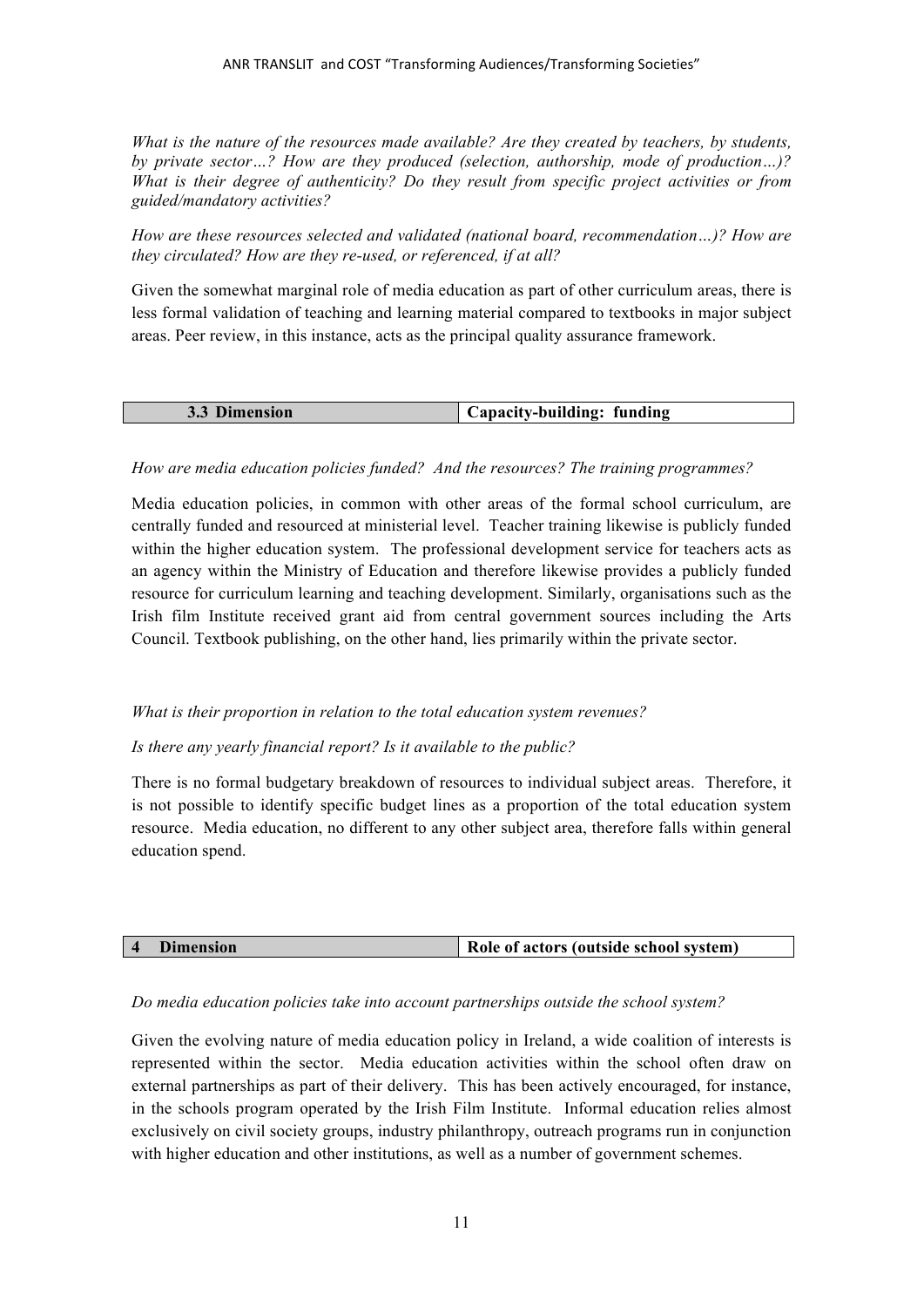*What is the nature of the resources made available? Are they created by teachers, by students, by private sector…? How are they produced (selection, authorship, mode of production…)? What is their degree of authenticity? Do they result from specific project activities or from guided/mandatory activities?*

*How are these resources selected and validated (national board, recommendation…)? How are they circulated? How are they re-used, or referenced, if at all?*

Given the somewhat marginal role of media education as part of other curriculum areas, there is less formal validation of teaching and learning material compared to textbooks in major subject areas. Peer review, in this instance, acts as the principal quality assurance framework.

| **3.3 Dimension** | **Capacity-building: funding** |
|---|---|

*How are media education policies funded? And the resources? The training programmes?*

Media education policies, in common with other areas of the formal school curriculum, are centrally funded and resourced at ministerial level. Teacher training likewise is publicly funded within the higher education system. The professional development service for teachers acts as an agency within the Ministry of Education and therefore likewise provides a publicly funded resource for curriculum learning and teaching development. Similarly, organisations such as the Irish film Institute received grant aid from central government sources including the Arts Council. Textbook publishing, on the other hand, lies primarily within the private sector.

*What is their proportion in relation to the total education system revenues?*

*Is there any yearly financial report? Is it available to the public?*

There is no formal budgetary breakdown of resources to individual subject areas. Therefore, it is not possible to identify specific budget lines as a proportion of the total education system resource. Media education, no different to any other subject area, therefore falls within general education spend.

| **4 Dimension** | **Role of actors (outside school system)** |
|---|---|

*Do media education policies take into account partnerships outside the school system?*

Given the evolving nature of media education policy in Ireland, a wide coalition of interests is represented within the sector. Media education activities within the school often draw on external partnerships as part of their delivery. This has been actively encouraged, for instance, in the schools program operated by the Irish Film Institute. Informal education relies almost exclusively on civil society groups, industry philanthropy, outreach programs run in conjunction with higher education and other institutions, as well as a number of government schemes.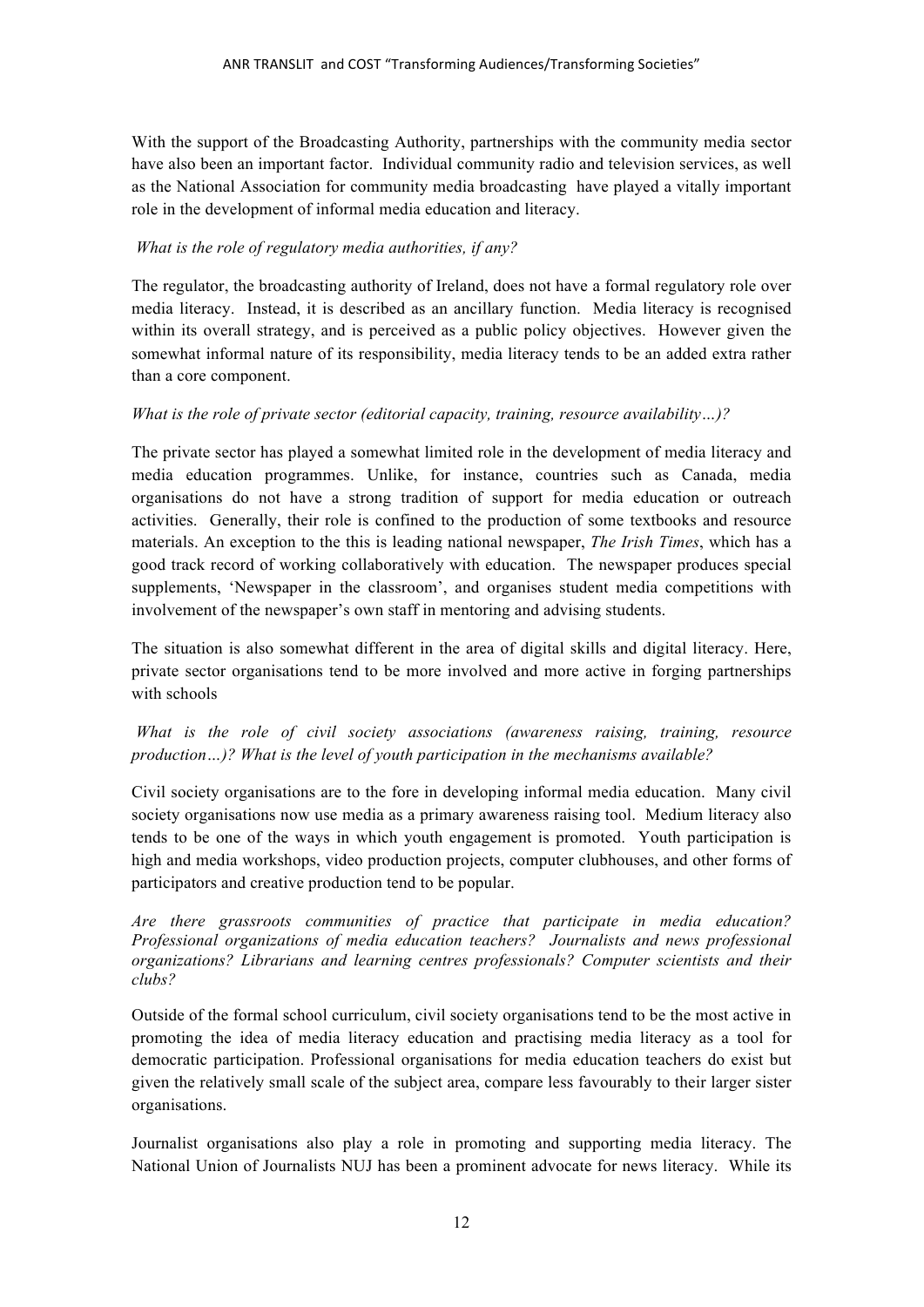With the support of the Broadcasting Authority, partnerships with the community media sector have also been an important factor. Individual community radio and television services, as well as the National Association for community media broadcasting have played a vitally important role in the development of informal media education and literacy.

*What is the role of regulatory media authorities, if any?*

The regulator, the broadcasting authority of Ireland, does not have a formal regulatory role over media literacy. Instead, it is described as an ancillary function. Media literacy is recognised within its overall strategy, and is perceived as a public policy objectives. However given the somewhat informal nature of its responsibility, media literacy tends to be an added extra rather than a core component.

*What is the role of private sector (editorial capacity, training, resource availability…)?*

The private sector has played a somewhat limited role in the development of media literacy and media education programmes. Unlike, for instance, countries such as Canada, media organisations do not have a strong tradition of support for media education or outreach activities. Generally, their role is confined to the production of some textbooks and resource materials. An exception to the this is leading national newspaper, *The Irish Times*, which has a good track record of working collaboratively with education. The newspaper produces special supplements, 'Newspaper in the classroom', and organises student media competitions with involvement of the newspaper's own staff in mentoring and advising students.

The situation is also somewhat different in the area of digital skills and digital literacy. Here, private sector organisations tend to be more involved and more active in forging partnerships with schools

*What is the role of civil society associations (awareness raising, training, resource production…)? What is the level of youth participation in the mechanisms available?*

Civil society organisations are to the fore in developing informal media education. Many civil society organisations now use media as a primary awareness raising tool. Medium literacy also tends to be one of the ways in which youth engagement is promoted. Youth participation is high and media workshops, video production projects, computer clubhouses, and other forms of participators and creative production tend to be popular.

*Are there grassroots communities of practice that participate in media education? Professional organizations of media education teachers? Journalists and news professional organizations? Librarians and learning centres professionals? Computer scientists and their clubs?*

Outside of the formal school curriculum, civil society organisations tend to be the most active in promoting the idea of media literacy education and practising media literacy as a tool for democratic participation. Professional organisations for media education teachers do exist but given the relatively small scale of the subject area, compare less favourably to their larger sister organisations.

Journalist organisations also play a role in promoting and supporting media literacy. The National Union of Journalists NUJ has been a prominent advocate for news literacy. While its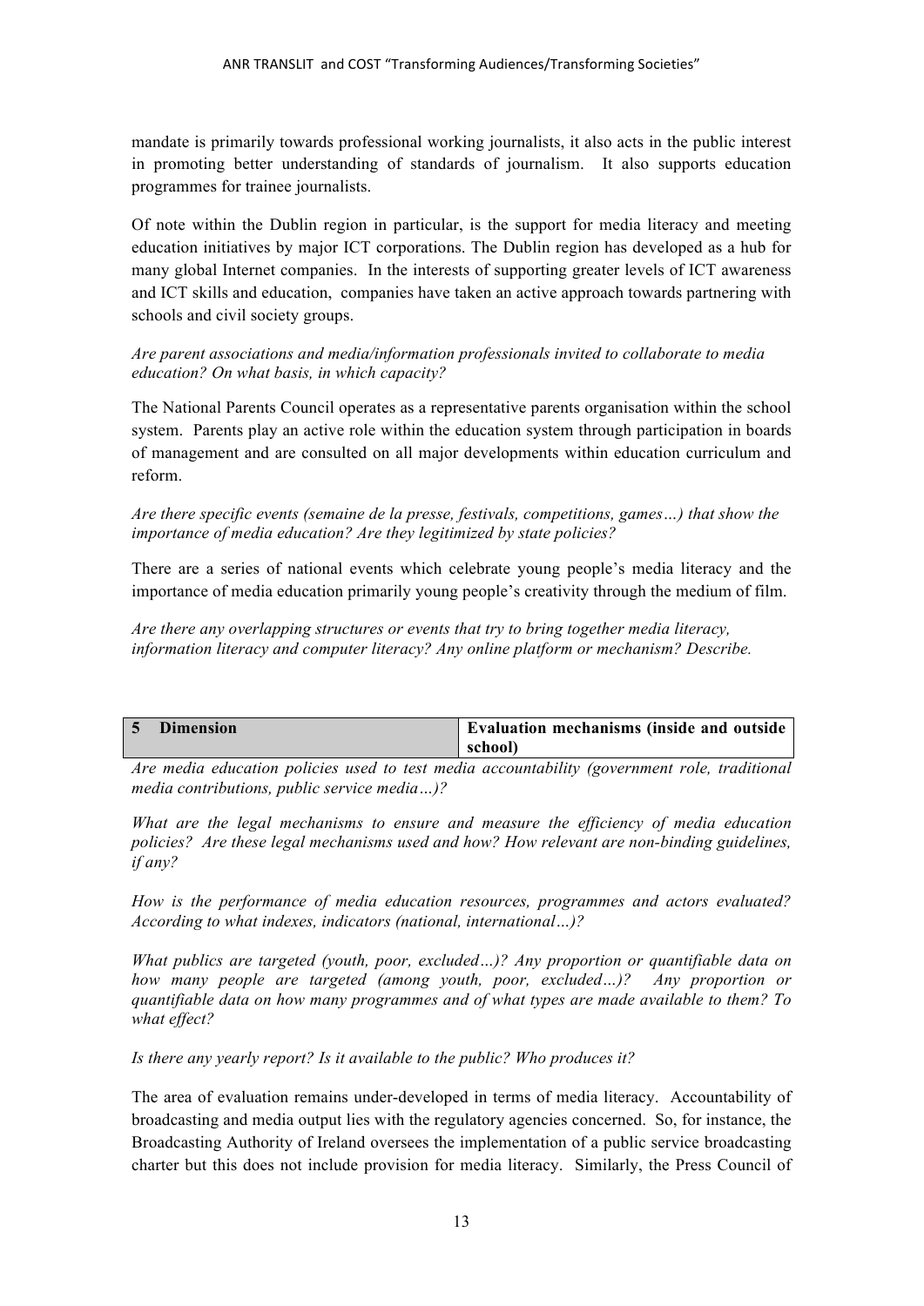mandate is primarily towards professional working journalists, it also acts in the public interest in promoting better understanding of standards of journalism. It also supports education programmes for trainee journalists.

Of note within the Dublin region in particular, is the support for media literacy and meeting education initiatives by major ICT corporations. The Dublin region has developed as a hub for many global Internet companies. In the interests of supporting greater levels of ICT awareness and ICT skills and education, companies have taken an active approach towards partnering with schools and civil society groups.

*Are parent associations and media/information professionals invited to collaborate to media education? On what basis, in which capacity?*

The National Parents Council operates as a representative parents organisation within the school system. Parents play an active role within the education system through participation in boards of management and are consulted on all major developments within education curriculum and reform.

*Are there specific events (semaine de la presse, festivals, competitions, games…) that show the importance of media education? Are they legitimized by state policies?*

There are a series of national events which celebrate young people's media literacy and the importance of media education primarily young people's creativity through the medium of film.

*Are there any overlapping structures or events that try to bring together media literacy, information literacy and computer literacy? Any online platform or mechanism? Describe.*

| **5 Dimension** | **Evaluation mechanisms (inside and outside school)** |
|---|---|

*Are media education policies used to test media accountability (government role, traditional media contributions, public service media…)?*

*What are the legal mechanisms to ensure and measure the efficiency of media education policies? Are these legal mechanisms used and how? How relevant are non-binding guidelines, if any?*

*How is the performance of media education resources, programmes and actors evaluated? According to what indexes, indicators (national, international…)?*

*What publics are targeted (youth, poor, excluded…)? Any proportion or quantifiable data on how many people are targeted (among youth, poor, excluded…)? Any proportion or quantifiable data on how many programmes and of what types are made available to them? To what effect?*

*Is there any yearly report? Is it available to the public? Who produces it?*

The area of evaluation remains under-developed in terms of media literacy. Accountability of broadcasting and media output lies with the regulatory agencies concerned. So, for instance, the Broadcasting Authority of Ireland oversees the implementation of a public service broadcasting charter but this does not include provision for media literacy. Similarly, the Press Council of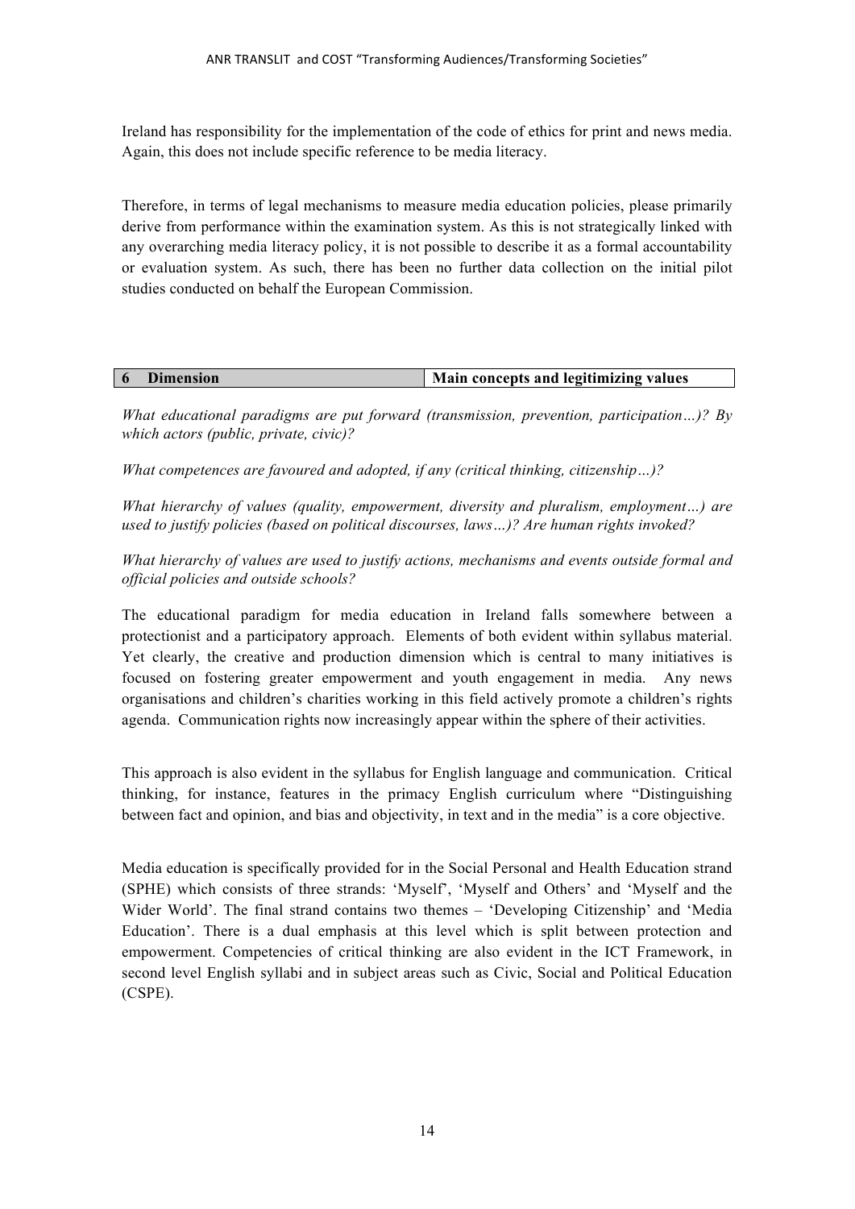Ireland has responsibility for the implementation of the code of ethics for print and news media. Again, this does not include specific reference to be media literacy.

Therefore, in terms of legal mechanisms to measure media education policies, please primarily derive from performance within the examination system. As this is not strategically linked with any overarching media literacy policy, it is not possible to describe it as a formal accountability or evaluation system. As such, there has been no further data collection on the initial pilot studies conducted on behalf the European Commission.

| 6 Dimension | Main concepts and legitimizing values |
|---|---|

*What educational paradigms are put forward (transmission, prevention, participation…)? By which actors (public, private, civic)?*

*What competences are favoured and adopted, if any (critical thinking, citizenship…)?*

*What hierarchy of values (quality, empowerment, diversity and pluralism, employment…) are used to justify policies (based on political discourses, laws…)? Are human rights invoked?*

*What hierarchy of values are used to justify actions, mechanisms and events outside formal and official policies and outside schools?*

The educational paradigm for media education in Ireland falls somewhere between a protectionist and a participatory approach. Elements of both evident within syllabus material. Yet clearly, the creative and production dimension which is central to many initiatives is focused on fostering greater empowerment and youth engagement in media. Any news organisations and children's charities working in this field actively promote a children's rights agenda. Communication rights now increasingly appear within the sphere of their activities.

This approach is also evident in the syllabus for English language and communication. Critical thinking, for instance, features in the primacy English curriculum where "Distinguishing between fact and opinion, and bias and objectivity, in text and in the media" is a core objective.

Media education is specifically provided for in the Social Personal and Health Education strand (SPHE) which consists of three strands: 'Myself', 'Myself and Others' and 'Myself and the Wider World'. The final strand contains two themes – 'Developing Citizenship' and 'Media Education'. There is a dual emphasis at this level which is split between protection and empowerment. Competencies of critical thinking are also evident in the ICT Framework, in second level English syllabi and in subject areas such as Civic, Social and Political Education (CSPE).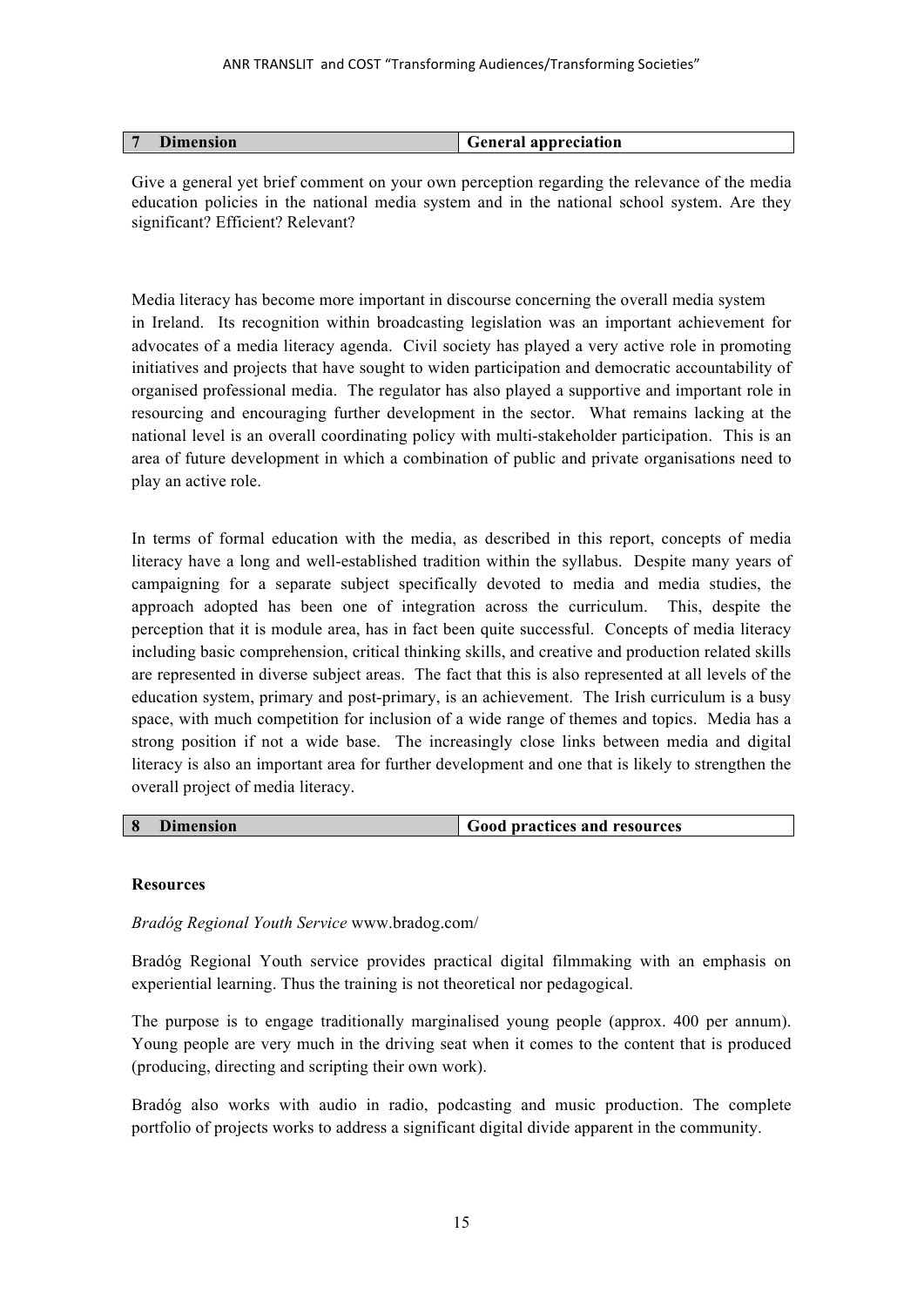| 7 Dimension | General appreciation |
|---|---|

Give a general yet brief comment on your own perception regarding the relevance of the media education policies in the national media system and in the national school system. Are they significant? Efficient? Relevant?

Media literacy has become more important in discourse concerning the overall media system in Ireland. Its recognition within broadcasting legislation was an important achievement for advocates of a media literacy agenda. Civil society has played a very active role in promoting initiatives and projects that have sought to widen participation and democratic accountability of organised professional media. The regulator has also played a supportive and important role in resourcing and encouraging further development in the sector. What remains lacking at the national level is an overall coordinating policy with multi-stakeholder participation. This is an area of future development in which a combination of public and private organisations need to play an active role.

In terms of formal education with the media, as described in this report, concepts of media literacy have a long and well-established tradition within the syllabus. Despite many years of campaigning for a separate subject specifically devoted to media and media studies, the approach adopted has been one of integration across the curriculum. This, despite the perception that it is module area, has in fact been quite successful. Concepts of media literacy including basic comprehension, critical thinking skills, and creative and production related skills are represented in diverse subject areas. The fact that this is also represented at all levels of the education system, primary and post-primary, is an achievement. The Irish curriculum is a busy space, with much competition for inclusion of a wide range of themes and topics. Media has a strong position if not a wide base. The increasingly close links between media and digital literacy is also an important area for further development and one that is likely to strengthen the overall project of media literacy.

| 8 Dimension | Good practices and resources |
|---|---|

**Resources**

*Bradóg Regional Youth Service* www.bradog.com/

Bradóg Regional Youth service provides practical digital filmmaking with an emphasis on experiential learning. Thus the training is not theoretical nor pedagogical.

The purpose is to engage traditionally marginalised young people (approx. 400 per annum). Young people are very much in the driving seat when it comes to the content that is produced (producing, directing and scripting their own work).

Bradóg also works with audio in radio, podcasting and music production. The complete portfolio of projects works to address a significant digital divide apparent in the community.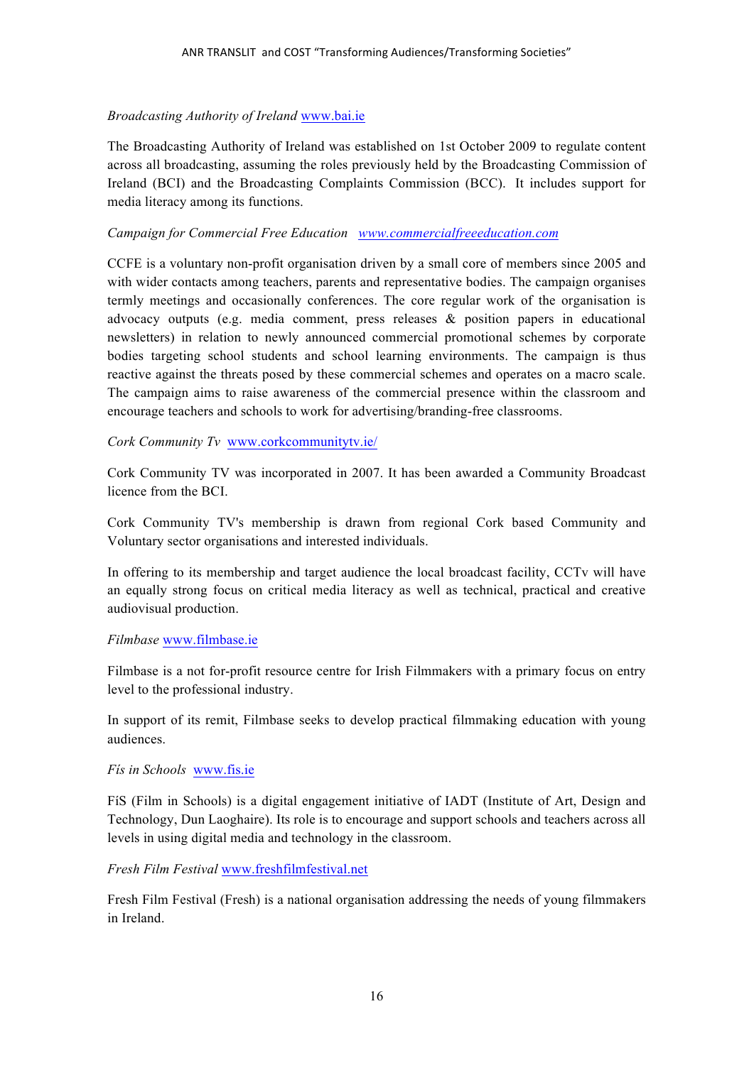*Broadcasting Authority of Ireland* www.bai.ie

The Broadcasting Authority of Ireland was established on 1st October 2009 to regulate content across all broadcasting, assuming the roles previously held by the Broadcasting Commission of Ireland (BCI) and the Broadcasting Complaints Commission (BCC). It includes support for media literacy among its functions.

*Campaign for Commercial Free Education* *www.commercialfreeeducation.com*

CCFE is a voluntary non-profit organisation driven by a small core of members since 2005 and with wider contacts among teachers, parents and representative bodies. The campaign organises termly meetings and occasionally conferences. The core regular work of the organisation is advocacy outputs (e.g. media comment, press releases & position papers in educational newsletters) in relation to newly announced commercial promotional schemes by corporate bodies targeting school students and school learning environments. The campaign is thus reactive against the threats posed by these commercial schemes and operates on a macro scale. The campaign aims to raise awareness of the commercial presence within the classroom and encourage teachers and schools to work for advertising/branding-free classrooms.

*Cork Community Tv* www.corkcommunitytv.ie/

Cork Community TV was incorporated in 2007. It has been awarded a Community Broadcast licence from the BCI.

Cork Community TV's membership is drawn from regional Cork based Community and Voluntary sector organisations and interested individuals.

In offering to its membership and target audience the local broadcast facility, CCTv will have an equally strong focus on critical media literacy as well as technical, practical and creative audiovisual production.

*Filmbase* www.filmbase.ie

Filmbase is a not for-profit resource centre for Irish Filmmakers with a primary focus on entry level to the professional industry.

In support of its remit, Filmbase seeks to develop practical filmmaking education with young audiences.

*Fís in Schools* www.fis.ie

FíS (Film in Schools) is a digital engagement initiative of IADT (Institute of Art, Design and Technology, Dun Laoghaire). Its role is to encourage and support schools and teachers across all levels in using digital media and technology in the classroom.

*Fresh Film Festival* www.freshfilmfestival.net

Fresh Film Festival (Fresh) is a national organisation addressing the needs of young filmmakers in Ireland.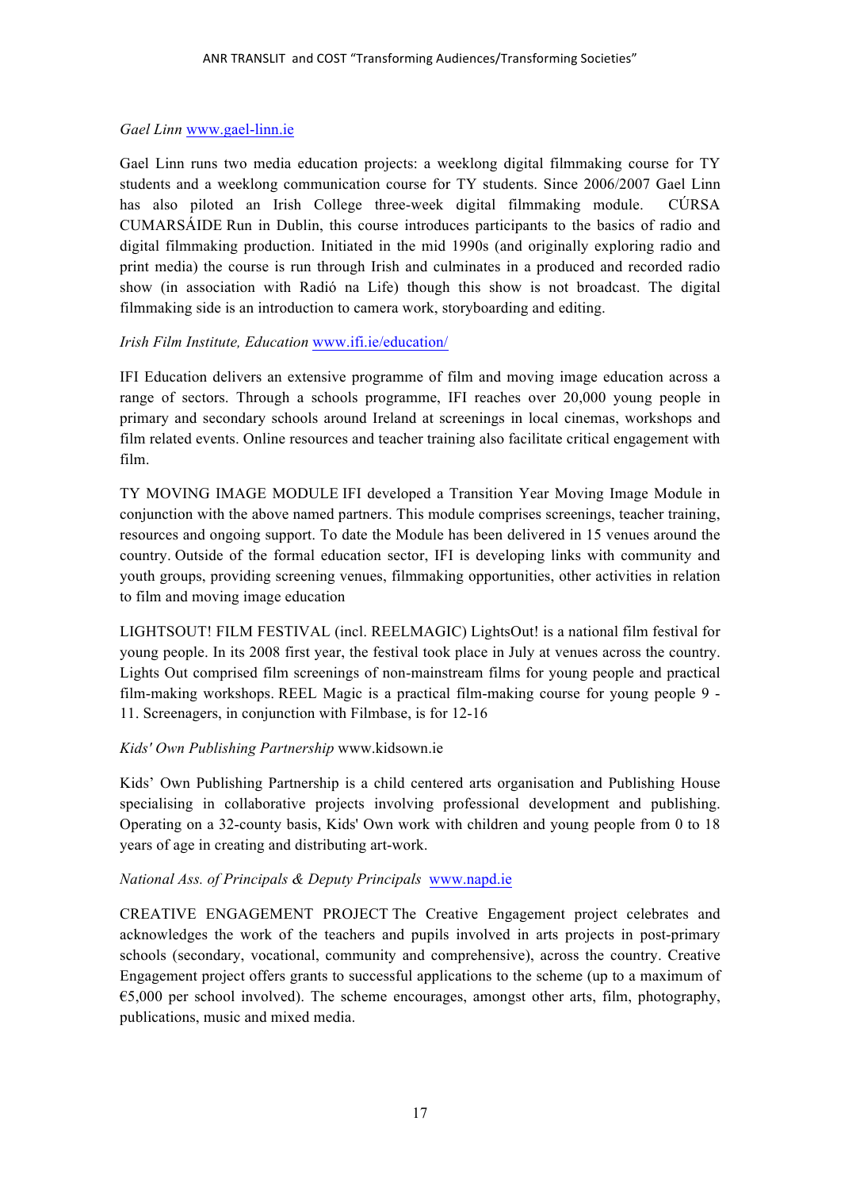*Gael Linn* [www.gael-linn.ie](http://www.gael-linn.ie)

Gael Linn runs two media education projects: a weeklong digital filmmaking course for TY students and a weeklong communication course for TY students. Since 2006/2007 Gael Linn has also piloted an Irish College three-week digital filmmaking module. CÚRSA CUMARSÁIDE Run in Dublin, this course introduces participants to the basics of radio and digital filmmaking production. Initiated in the mid 1990s (and originally exploring radio and print media) the course is run through Irish and culminates in a produced and recorded radio show (in association with Radió na Life) though this show is not broadcast. The digital filmmaking side is an introduction to camera work, storyboarding and editing.

*Irish Film Institute, Education* [www.ifi.ie/education/](http://www.ifi.ie/education/)

IFI Education delivers an extensive programme of film and moving image education across a range of sectors. Through a schools programme, IFI reaches over 20,000 young people in primary and secondary schools around Ireland at screenings in local cinemas, workshops and film related events. Online resources and teacher training also facilitate critical engagement with film.

TY MOVING IMAGE MODULE IFI developed a Transition Year Moving Image Module in conjunction with the above named partners. This module comprises screenings, teacher training, resources and ongoing support. To date the Module has been delivered in 15 venues around the country. Outside of the formal education sector, IFI is developing links with community and youth groups, providing screening venues, filmmaking opportunities, other activities in relation to film and moving image education

LIGHTSOUT! FILM FESTIVAL (incl. REELMAGIC) LightsOut! is a national film festival for young people. In its 2008 first year, the festival took place in July at venues across the country. Lights Out comprised film screenings of non-mainstream films for young people and practical film-making workshops. REEL Magic is a practical film-making course for young people 9 - 11. Screenagers, in conjunction with Filmbase, is for 12-16

*Kids' Own Publishing Partnership* www.kidsown.ie

Kids' Own Publishing Partnership is a child centered arts organisation and Publishing House specialising in collaborative projects involving professional development and publishing. Operating on a 32-county basis, Kids' Own work with children and young people from 0 to 18 years of age in creating and distributing art-work.

*National Ass. of Principals & Deputy Principals* [www.napd.ie](http://www.napd.ie)

CREATIVE ENGAGEMENT PROJECT The Creative Engagement project celebrates and acknowledges the work of the teachers and pupils involved in arts projects in post-primary schools (secondary, vocational, community and comprehensive), across the country. Creative Engagement project offers grants to successful applications to the scheme (up to a maximum of €5,000 per school involved). The scheme encourages, amongst other arts, film, photography, publications, music and mixed media.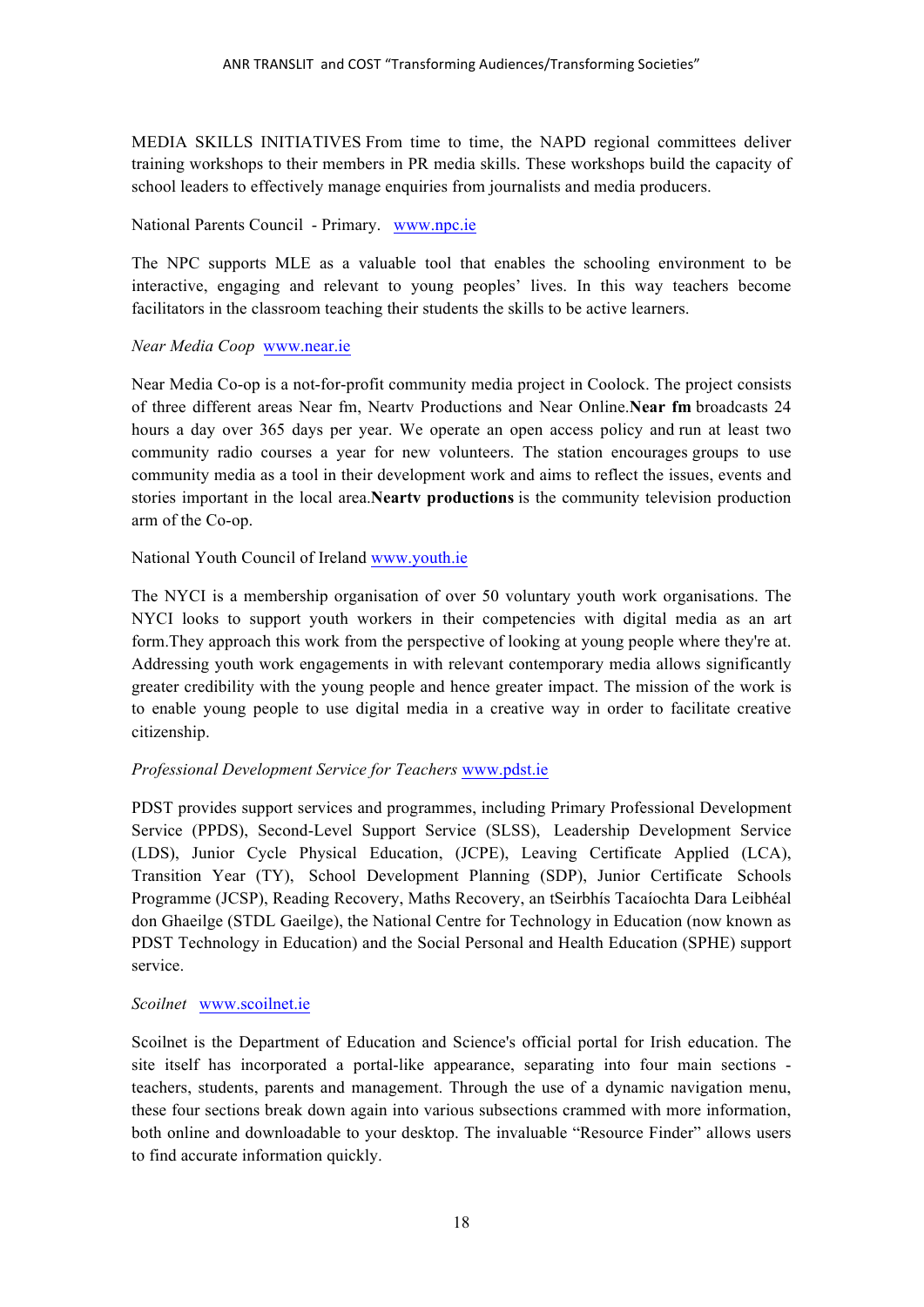MEDIA SKILLS INITIATIVES From time to time, the NAPD regional committees deliver training workshops to their members in PR media skills. These workshops build the capacity of school leaders to effectively manage enquiries from journalists and media producers.

National Parents Council - Primary. [www.npc.ie](http://www.npc.ie)

The NPC supports MLE as a valuable tool that enables the schooling environment to be interactive, engaging and relevant to young peoples' lives. In this way teachers become facilitators in the classroom teaching their students the skills to be active learners.

*Near Media Coop* [www.near.ie](http://www.near.ie)

Near Media Co-op is a not-for-profit community media project in Coolock. The project consists of three different areas Near fm, Neartv Productions and Near Online.**Near fm** broadcasts 24 hours a day over 365 days per year. We operate an open access policy and run at least two community radio courses a year for new volunteers. The station encourages groups to use community media as a tool in their development work and aims to reflect the issues, events and stories important in the local area.**Neartv productions** is the community television production arm of the Co-op.

National Youth Council of Ireland [www.youth.ie](http://www.youth.ie)

The NYCI is a membership organisation of over 50 voluntary youth work organisations. The NYCI looks to support youth workers in their competencies with digital media as an art form.They approach this work from the perspective of looking at young people where they're at. Addressing youth work engagements in with relevant contemporary media allows significantly greater credibility with the young people and hence greater impact. The mission of the work is to enable young people to use digital media in a creative way in order to facilitate creative citizenship.

*Professional Development Service for Teachers* [www.pdst.ie](http://www.pdst.ie)

PDST provides support services and programmes, including Primary Professional Development Service (PPDS), Second-Level Support Service (SLSS), Leadership Development Service (LDS), Junior Cycle Physical Education, (JCPE), Leaving Certificate Applied (LCA), Transition Year (TY), School Development Planning (SDP), Junior Certificate Schools Programme (JCSP), Reading Recovery, Maths Recovery, an tSeirbhís Tacaíochta Dara Leibhéal don Ghaeilge (STDL Gaeilge), the National Centre for Technology in Education (now known as PDST Technology in Education) and the Social Personal and Health Education (SPHE) support service.

*Scoilnet* [www.scoilnet.ie](http://www.scoilnet.ie)

Scoilnet is the Department of Education and Science's official portal for Irish education. The site itself has incorporated a portal-like appearance, separating into four main sections - teachers, students, parents and management. Through the use of a dynamic navigation menu, these four sections break down again into various subsections crammed with more information, both online and downloadable to your desktop. The invaluable "Resource Finder" allows users to find accurate information quickly.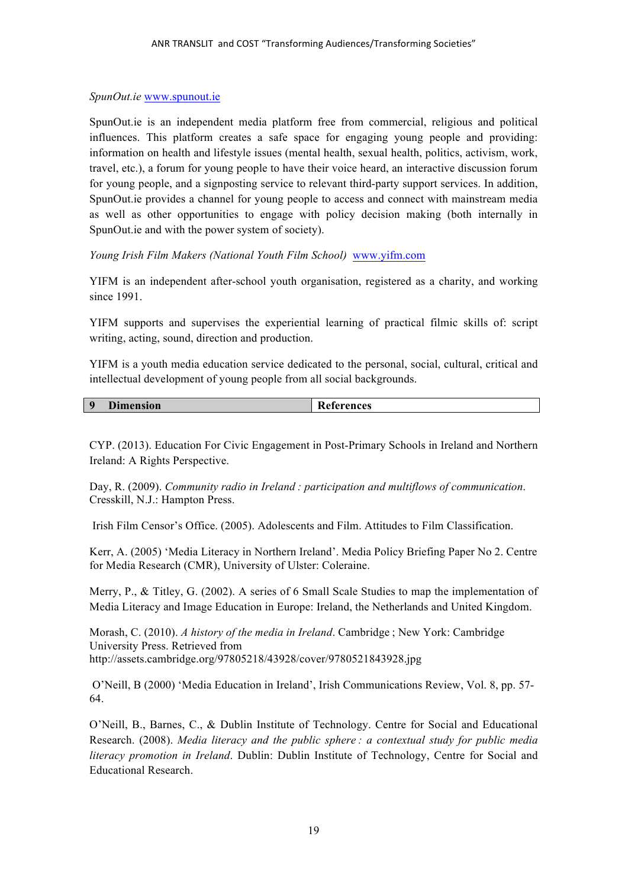*SpunOut.ie* www.spunout.ie

SpunOut.ie is an independent media platform free from commercial, religious and political influences. This platform creates a safe space for engaging young people and providing: information on health and lifestyle issues (mental health, sexual health, politics, activism, work, travel, etc.), a forum for young people to have their voice heard, an interactive discussion forum for young people, and a signposting service to relevant third-party support services. In addition, SpunOut.ie provides a channel for young people to access and connect with mainstream media as well as other opportunities to engage with policy decision making (both internally in SpunOut.ie and with the power system of society).

*Young Irish Film Makers (National Youth Film School)* www.yifm.com

YIFM is an independent after-school youth organisation, registered as a charity, and working since 1991.

YIFM supports and supervises the experiential learning of practical filmic skills of: script writing, acting, sound, direction and production.

YIFM is a youth media education service dedicated to the personal, social, cultural, critical and intellectual development of young people from all social backgrounds.

| 9 Dimension | References |
|---|---|

CYP. (2013). Education For Civic Engagement in Post-Primary Schools in Ireland and Northern Ireland: A Rights Perspective.

Day, R. (2009). *Community radio in Ireland : participation and multiflows of communication*. Cresskill, N.J.: Hampton Press.

Irish Film Censor's Office. (2005). Adolescents and Film. Attitudes to Film Classification.

Kerr, A. (2005) 'Media Literacy in Northern Ireland'. Media Policy Briefing Paper No 2. Centre for Media Research (CMR), University of Ulster: Coleraine.

Merry, P., & Titley, G. (2002). A series of 6 Small Scale Studies to map the implementation of Media Literacy and Image Education in Europe: Ireland, the Netherlands and United Kingdom.

Morash, C. (2010). *A history of the media in Ireland*. Cambridge ; New York: Cambridge University Press. Retrieved from http://assets.cambridge.org/97805218/43928/cover/9780521843928.jpg

O'Neill, B (2000) 'Media Education in Ireland', Irish Communications Review, Vol. 8, pp. 57-64.

O'Neill, B., Barnes, C., & Dublin Institute of Technology. Centre for Social and Educational Research. (2008). *Media literacy and the public sphere : a contextual study for public media literacy promotion in Ireland*. Dublin: Dublin Institute of Technology, Centre for Social and Educational Research.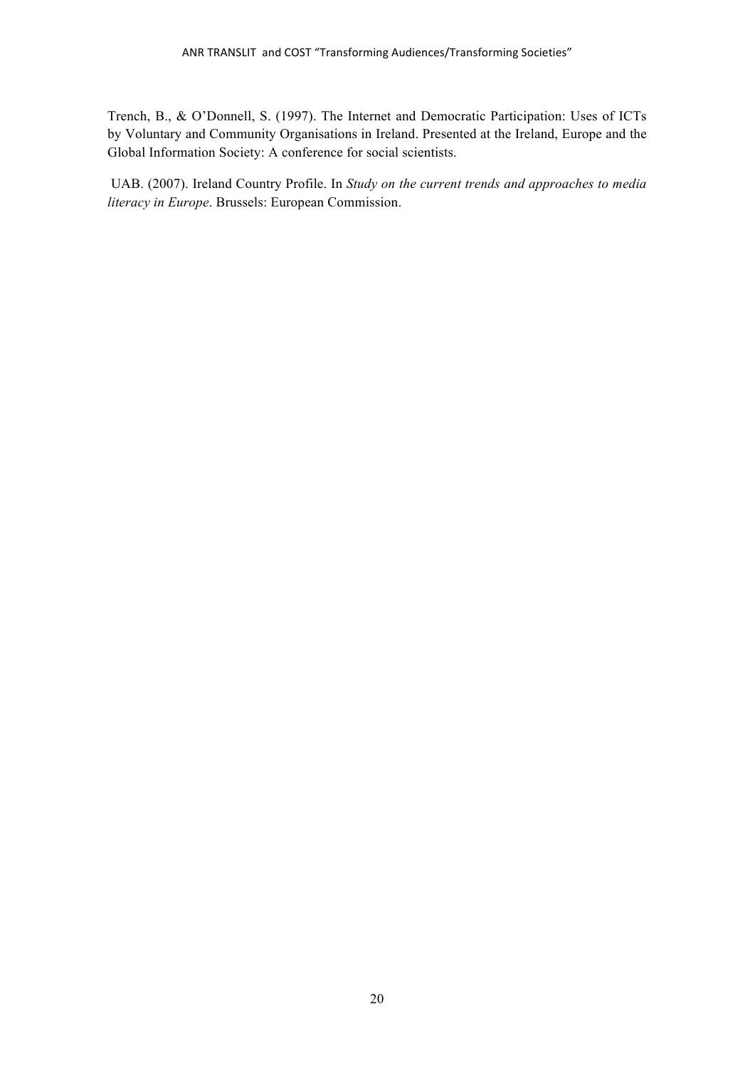Trench, B., & O'Donnell, S. (1997). The Internet and Democratic Participation: Uses of ICTs by Voluntary and Community Organisations in Ireland. Presented at the Ireland, Europe and the Global Information Society: A conference for social scientists.

UAB. (2007). Ireland Country Profile. In *Study on the current trends and approaches to media literacy in Europe*. Brussels: European Commission.